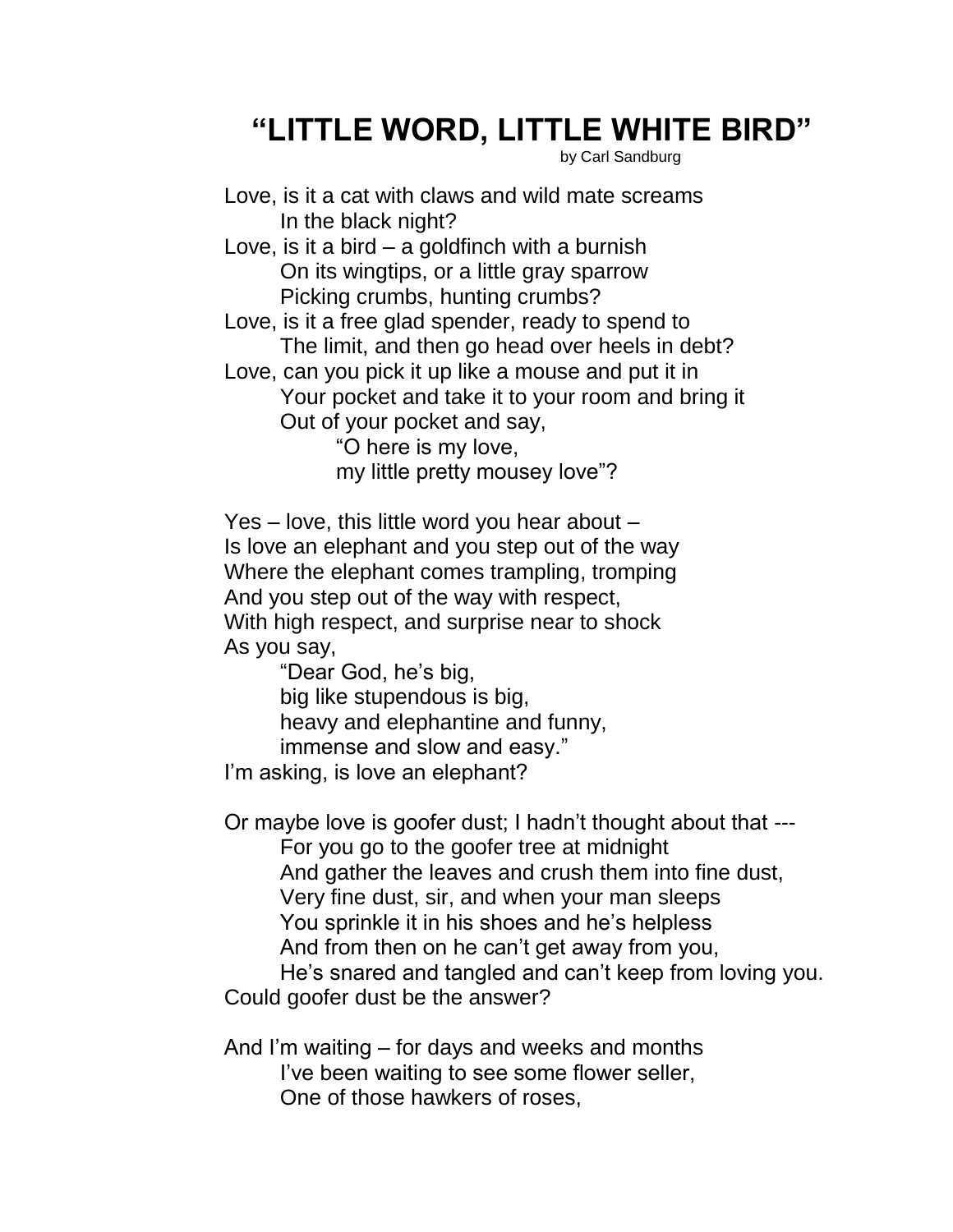# "LITTLE WORD, LITTLE WHITE BIRD"

by Carl Sandburg

Love, is it a cat with claws and wild mate screams
 In the black night?
Love, is it a bird – a goldfinch with a burnish
 On its wingtips, or a little gray sparrow
 Picking crumbs, hunting crumbs?
Love, is it a free glad spender, ready to spend to
 The limit, and then go head over heels in debt?
Love, can you pick it up like a mouse and put it in
 Your pocket and take it to your room and bring it
 Out of your pocket and say,
  "O here is my love,
  my little pretty mousey love"?

Yes – love, this little word you hear about –
Is love an elephant and you step out of the way
Where the elephant comes trampling, tromping
And you step out of the way with respect,
With high respect, and surprise near to shock
As you say,
 "Dear God, he's big,
 big like stupendous is big,
 heavy and elephantine and funny,
 immense and slow and easy."
I'm asking, is love an elephant?

Or maybe love is goofer dust; I hadn't thought about that ---
 For you go to the goofer tree at midnight
 And gather the leaves and crush them into fine dust,
 Very fine dust, sir, and when your man sleeps
 You sprinkle it in his shoes and he's helpless
 And from then on he can't get away from you,
 He's snared and tangled and can't keep from loving you.
Could goofer dust be the answer?

And I'm waiting – for days and weeks and months
 I've been waiting to see some flower seller,
 One of those hawkers of roses,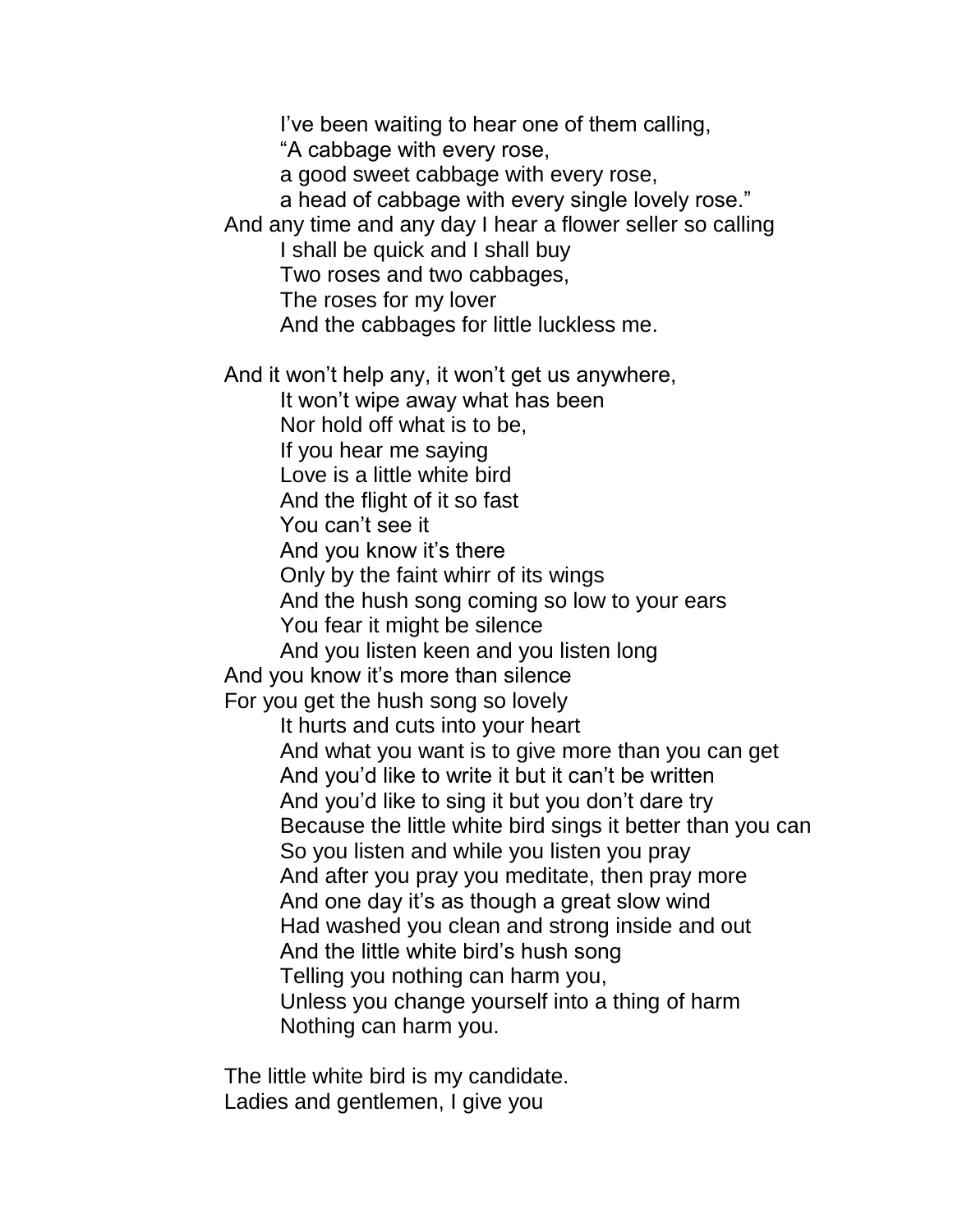I've been waiting to hear one of them calling,
"A cabbage with every rose,
a good sweet cabbage with every rose,
a head of cabbage with every single lovely rose."
And any time and any day I hear a flower seller so calling
I shall be quick and I shall buy
Two roses and two cabbages,
The roses for my lover
And the cabbages for little luckless me.

And it won't help any, it won't get us anywhere,
It won't wipe away what has been
Nor hold off what is to be,
If you hear me saying
Love is a little white bird
And the flight of it so fast
You can't see it
And you know it's there
Only by the faint whirr of its wings
And the hush song coming so low to your ears
You fear it might be silence
And you listen keen and you listen long
And you know it's more than silence
For you get the hush song so lovely
It hurts and cuts into your heart
And what you want is to give more than you can get
And you'd like to write it but it can't be written
And you'd like to sing it but you don't dare try
Because the little white bird sings it better than you can
So you listen and while you listen you pray
And after you pray you meditate, then pray more
And one day it's as though a great slow wind
Had washed you clean and strong inside and out
And the little white bird's hush song
Telling you nothing can harm you,
Unless you change yourself into a thing of harm
Nothing can harm you.

The little white bird is my candidate.
Ladies and gentlemen, I give you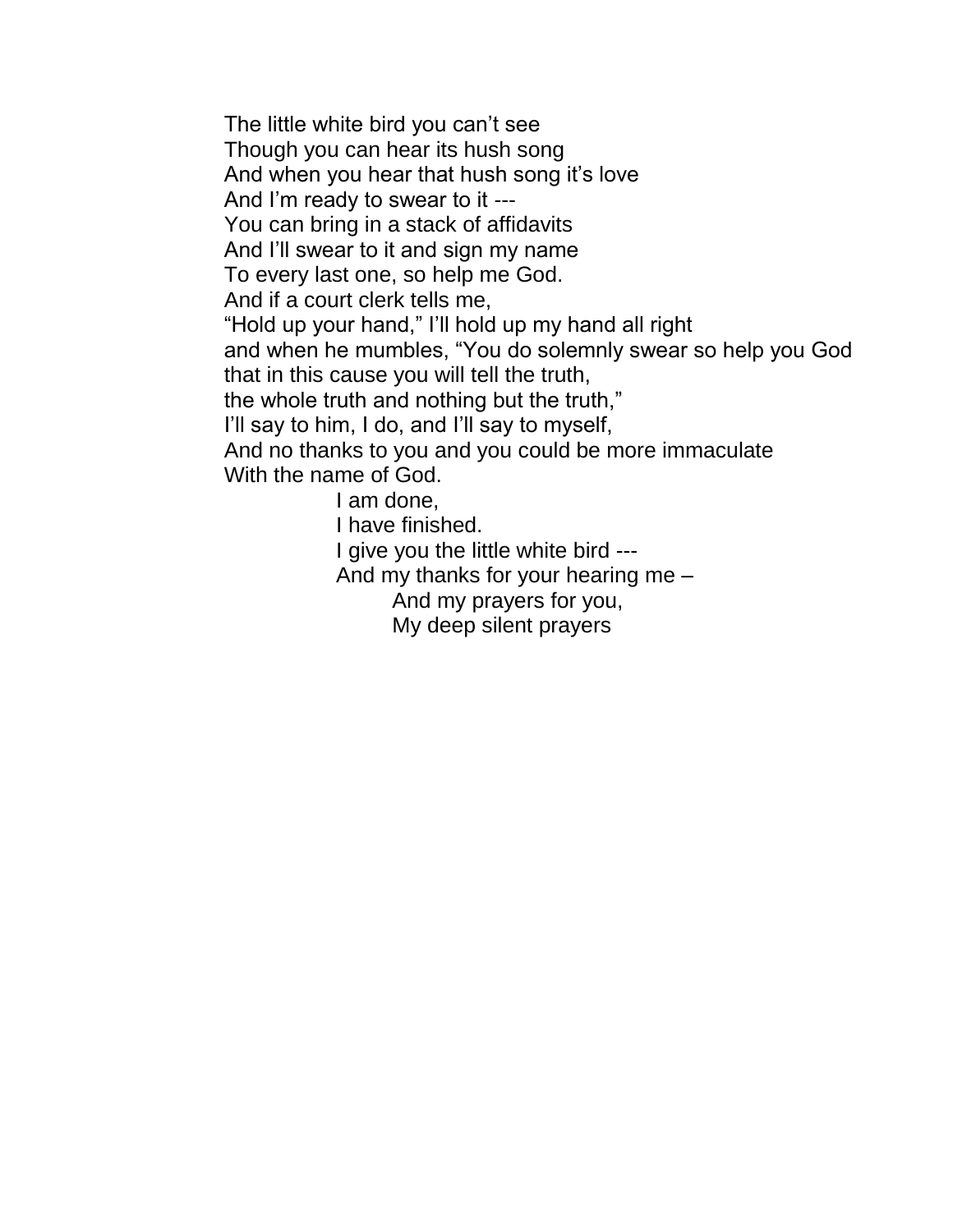The little white bird you can't see  
Though you can hear its hush song  
And when you hear that hush song it's love  
And I'm ready to swear to it ---  
You can bring in a stack of affidavits  
And I'll swear to it and sign my name  
To every last one, so help me God.  
And if a court clerk tells me,  
"Hold up your hand," I'll hold up my hand all right  
and when he mumbles, "You do solemnly swear so help you God  
that in this cause you will tell the truth,  
the whole truth and nothing but the truth,"  
I'll say to him, I do, and I'll say to myself,  
And no thanks to you and you could be more immaculate  
With the name of God.

&nbsp;&nbsp;&nbsp;&nbsp;&nbsp;&nbsp;&nbsp;&nbsp;&nbsp;&nbsp;&nbsp;&nbsp;I am done,  
&nbsp;&nbsp;&nbsp;&nbsp;&nbsp;&nbsp;&nbsp;&nbsp;&nbsp;&nbsp;&nbsp;&nbsp;I have finished.  
&nbsp;&nbsp;&nbsp;&nbsp;&nbsp;&nbsp;&nbsp;&nbsp;&nbsp;&nbsp;&nbsp;&nbsp;I give you the little white bird ---  
&nbsp;&nbsp;&nbsp;&nbsp;&nbsp;&nbsp;&nbsp;&nbsp;&nbsp;&nbsp;&nbsp;&nbsp;And my thanks for your hearing me –  
&nbsp;&nbsp;&nbsp;&nbsp;&nbsp;&nbsp;&nbsp;&nbsp;&nbsp;&nbsp;&nbsp;&nbsp;&nbsp;&nbsp;&nbsp;&nbsp;&nbsp;&nbsp;And my prayers for you,  
&nbsp;&nbsp;&nbsp;&nbsp;&nbsp;&nbsp;&nbsp;&nbsp;&nbsp;&nbsp;&nbsp;&nbsp;&nbsp;&nbsp;&nbsp;&nbsp;&nbsp;&nbsp;My deep silent prayers